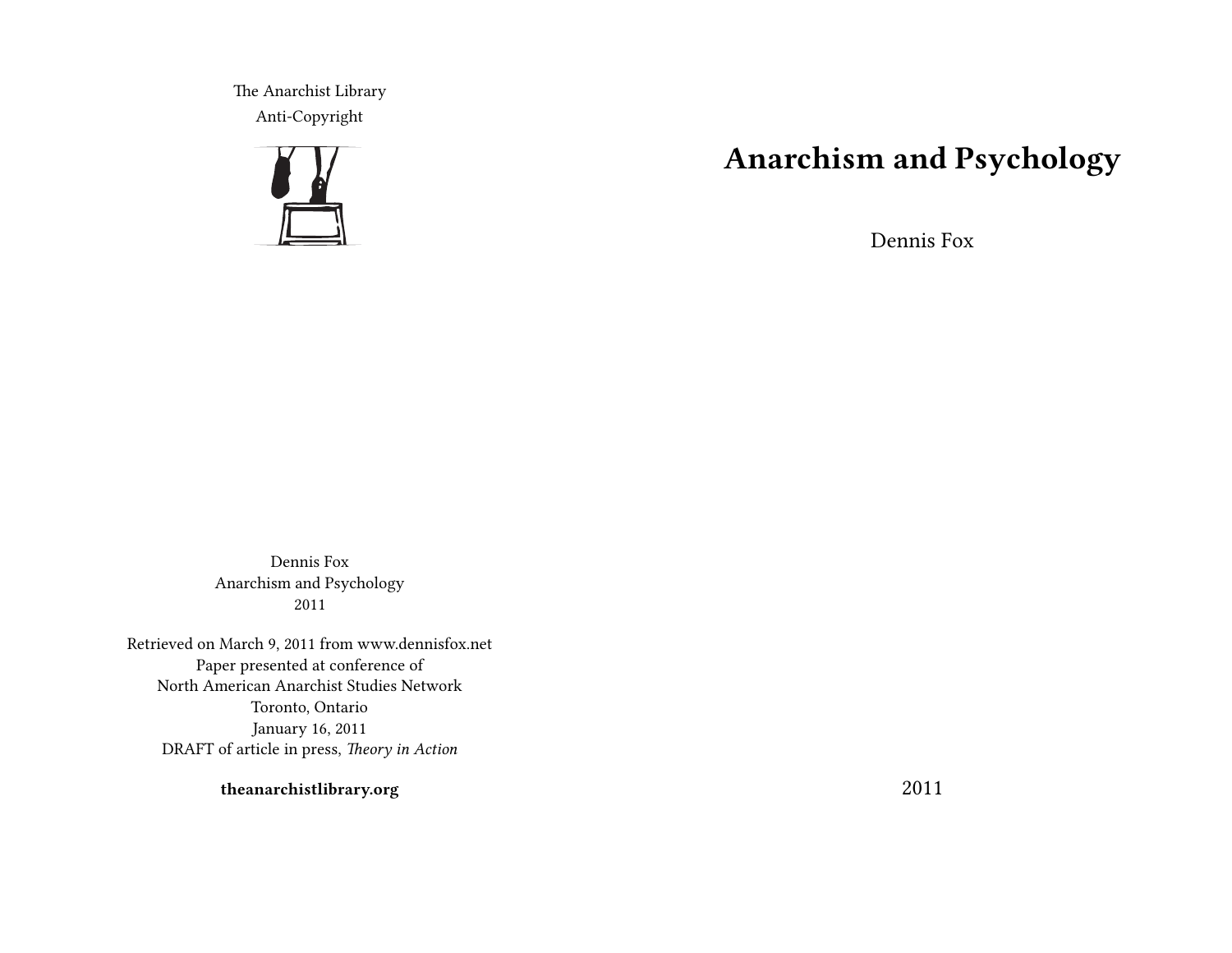The Anarchist Library
Anti-Copyright

# Anarchism and Psychology

Dennis Fox

2011

Dennis Fox
Anarchism and Psychology
2011

Retrieved on March 9, 2011 from www.dennisfox.net
Paper presented at conference of
North American Anarchist Studies Network
Toronto, Ontario
January 16, 2011
DRAFT of article in press, *Theory in Action*

**theanarchistlibrary.org**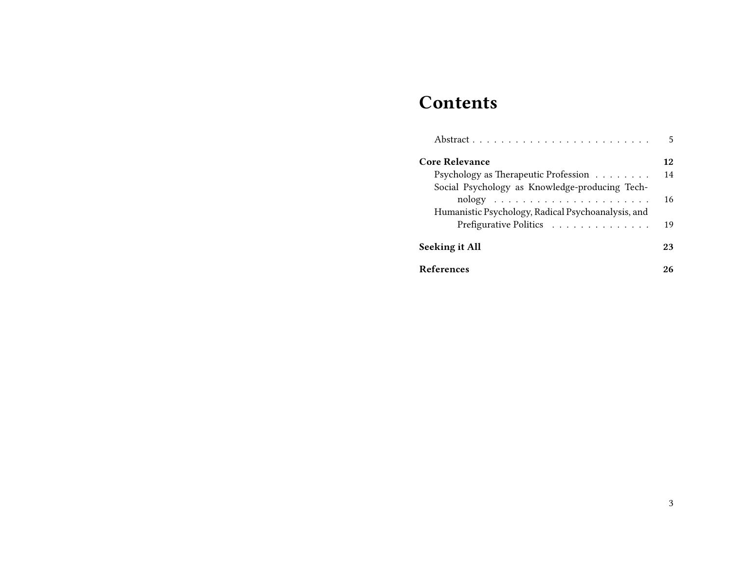# Contents

- Abstract . . . . . . . . . . . . . . . . . . . . . . . . . 5

**Core Relevance** **12**

- Psychology as Therapeutic Profession . . . . . . . . 14
- Social Psychology as Knowledge-producing Technology . . . . . . . . . . . . . . . . . . . . . . . 16
- Humanistic Psychology, Radical Psychoanalysis, and Prefigurative Politics . . . . . . . . . . . . . . 19

**Seeking it All** **23**

**References** **26**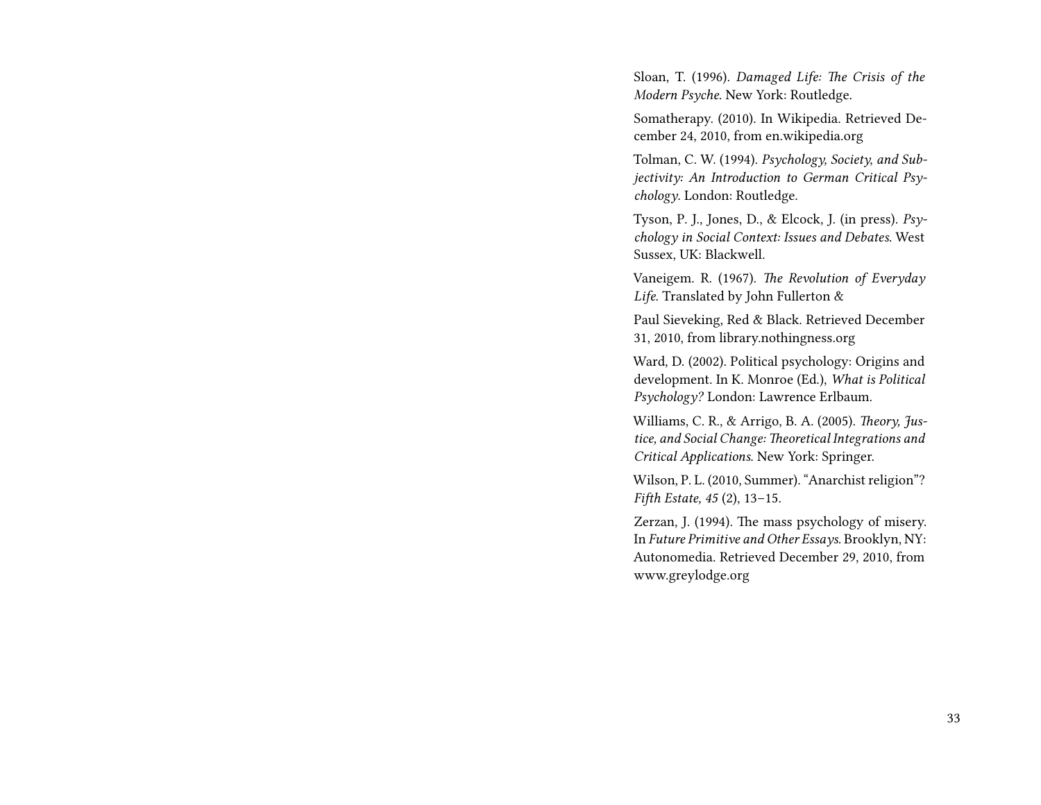Sloan, T. (1996). *Damaged Life: The Crisis of the Modern Psyche*. New York: Routledge.

Somatherapy. (2010). In Wikipedia. Retrieved December 24, 2010, from en.wikipedia.org

Tolman, C. W. (1994). *Psychology, Society, and Subjectivity: An Introduction to German Critical Psychology*. London: Routledge.

Tyson, P. J., Jones, D., & Elcock, J. (in press). *Psychology in Social Context: Issues and Debates*. West Sussex, UK: Blackwell.

Vaneigem. R. (1967). *The Revolution of Everyday Life*. Translated by John Fullerton &

Paul Sieveking, Red & Black. Retrieved December 31, 2010, from library.nothingness.org

Ward, D. (2002). Political psychology: Origins and development. In K. Monroe (Ed.), *What is Political Psychology?* London: Lawrence Erlbaum.

Williams, C. R., & Arrigo, B. A. (2005). *Theory, Justice, and Social Change: Theoretical Integrations and Critical Applications*. New York: Springer.

Wilson, P. L. (2010, Summer). "Anarchist religion"? *Fifth Estate, 45* (2), 13–15.

Zerzan, J. (1994). The mass psychology of misery. In *Future Primitive and Other Essays*. Brooklyn, NY: Autonomedia. Retrieved December 29, 2010, from www.greylodge.org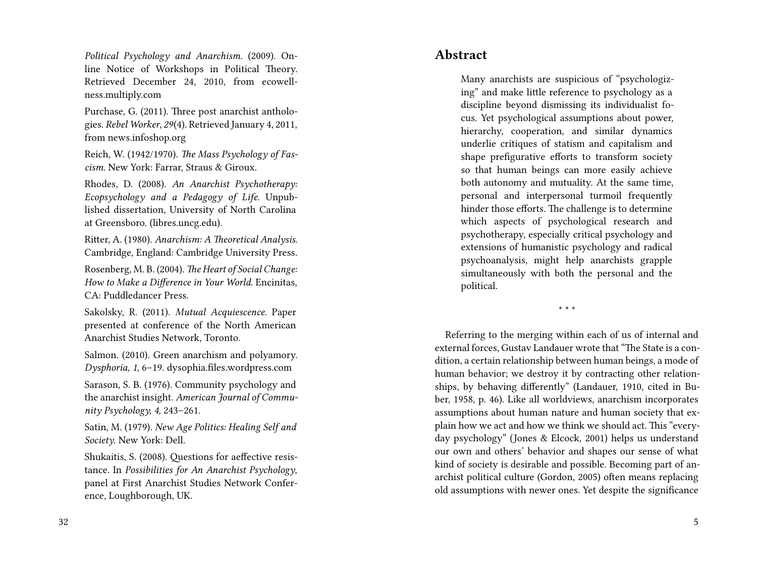*Political Psychology and Anarchism.* (2009). Online Notice of Workshops in Political Theory. Retrieved December 24, 2010, from ecowellness.multiply.com

Purchase, G. (2011). Three post anarchist anthologies. *Rebel Worker*, *29*(4). Retrieved January 4, 2011, from news.infoshop.org

Reich, W. (1942/1970). *The Mass Psychology of Fascism.* New York: Farrar, Straus & Giroux.

Rhodes, D. (2008). *An Anarchist Psychotherapy: Ecopsychology and a Pedagogy of Life.* Unpublished dissertation, University of North Carolina at Greensboro. (libres.uncg.edu).

Ritter, A. (1980). *Anarchism: A Theoretical Analysis.* Cambridge, England: Cambridge University Press.

Rosenberg, M. B. (2004). *The Heart of Social Change: How to Make a Difference in Your World.* Encinitas, CA: Puddledancer Press.

Sakolsky, R. (2011). *Mutual Acquiescence.* Paper presented at conference of the North American Anarchist Studies Network, Toronto.

Salmon. (2010). Green anarchism and polyamory. *Dysphoria, 1,* 6–19. dysophia.files.wordpress.com

Sarason, S. B. (1976). Community psychology and the anarchist insight. *American Journal of Community Psychology, 4*, 243–261.

Satin, M. (1979). *New Age Politics: Healing Self and Society.* New York: Dell.

Shukaitis, S. (2008). Questions for aeffective resistance. In *Possibilities for An Anarchist Psychology*, panel at First Anarchist Studies Network Conference, Loughborough, UK.

## Abstract

> Many anarchists are suspicious of "psychologizing" and make little reference to psychology as a discipline beyond dismissing its individualist focus. Yet psychological assumptions about power, hierarchy, cooperation, and similar dynamics underlie critiques of statism and capitalism and shape prefigurative efforts to transform society so that human beings can more easily achieve both autonomy and mutuality. At the same time, personal and interpersonal turmoil frequently hinder those efforts. The challenge is to determine which aspects of psychological research and psychotherapy, especially critical psychology and extensions of humanistic psychology and radical psychoanalysis, might help anarchists grapple simultaneously with both the personal and the political.

* * *

Referring to the merging within each of us of internal and external forces, Gustav Landauer wrote that "The State is a condition, a certain relationship between human beings, a mode of human behavior; we destroy it by contracting other relationships, by behaving differently" (Landauer, 1910, cited in Buber, 1958, p. 46). Like all worldviews, anarchism incorporates assumptions about human nature and human society that explain how we act and how we think we should act. This "everyday psychology" (Jones & Elcock, 2001) helps us understand our own and others' behavior and shapes our sense of what kind of society is desirable and possible. Becoming part of anarchist political culture (Gordon, 2005) often means replacing old assumptions with newer ones. Yet despite the significance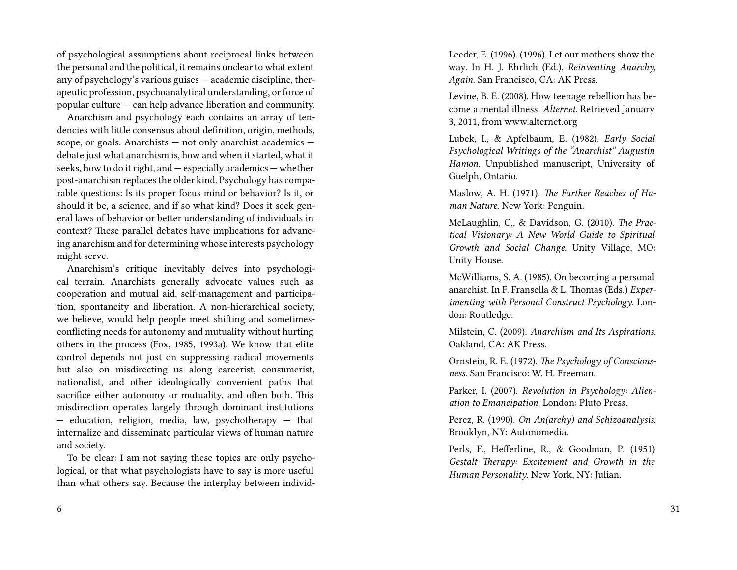of psychological assumptions about reciprocal links between the personal and the political, it remains unclear to what extent any of psychology's various guises — academic discipline, therapeutic profession, psychoanalytical understanding, or force of popular culture — can help advance liberation and community.

Anarchism and psychology each contains an array of tendencies with little consensus about definition, origin, methods, scope, or goals. Anarchists — not only anarchist academics — debate just what anarchism is, how and when it started, what it seeks, how to do it right, and — especially academics — whether post-anarchism replaces the older kind. Psychology has comparable questions: Is its proper focus mind or behavior? Is it, or should it be, a science, and if so what kind? Does it seek general laws of behavior or better understanding of individuals in context? These parallel debates have implications for advancing anarchism and for determining whose interests psychology might serve.

Anarchism's critique inevitably delves into psychological terrain. Anarchists generally advocate values such as cooperation and mutual aid, self-management and participation, spontaneity and liberation. A non-hierarchical society, we believe, would help people meet shifting and sometimes-conflicting needs for autonomy and mutuality without hurting others in the process (Fox, 1985, 1993a). We know that elite control depends not just on suppressing radical movements but also on misdirecting us along careerist, consumerist, nationalist, and other ideologically convenient paths that sacrifice either autonomy or mutuality, and often both. This misdirection operates largely through dominant institutions — education, religion, media, law, psychotherapy — that internalize and disseminate particular views of human nature and society.

To be clear: I am not saying these topics are only psychological, or that what psychologists have to say is more useful than what others say. Because the interplay between individ-

Leeder, E. (1996). (1996). Let our mothers show the way. In H. J. Ehrlich (Ed.), *Reinventing Anarchy, Again*. San Francisco, CA: AK Press.

Levine, B. E. (2008). How teenage rebellion has become a mental illness. *Alternet*. Retrieved January 3, 2011, from www.alternet.org

Lubek, I., & Apfelbaum, E. (1982). *Early Social Psychological Writings of the "Anarchist" Augustin Hamon*. Unpublished manuscript, University of Guelph, Ontario.

Maslow, A. H. (1971). *The Farther Reaches of Human Nature*. New York: Penguin.

McLaughlin, C., & Davidson, G. (2010). *The Practical Visionary: A New World Guide to Spiritual Growth and Social Change*. Unity Village, MO: Unity House.

McWilliams, S. A. (1985). On becoming a personal anarchist. In F. Fransella & L. Thomas (Eds.) *Experimenting with Personal Construct Psychology*. London: Routledge.

Milstein, C. (2009). *Anarchism and Its Aspirations*. Oakland, CA: AK Press.

Ornstein, R. E. (1972). *The Psychology of Consciousness*. San Francisco: W. H. Freeman.

Parker, I. (2007). *Revolution in Psychology: Alienation to Emancipation*. London: Pluto Press.

Perez, R. (1990). *On An(archy) and Schizoanalysis*. Brooklyn, NY: Autonomedia.

Perls, F., Hefferline, R., & Goodman, P. (1951) *Gestalt Therapy: Excitement and Growth in the Human Personality*. New York, NY: Julian.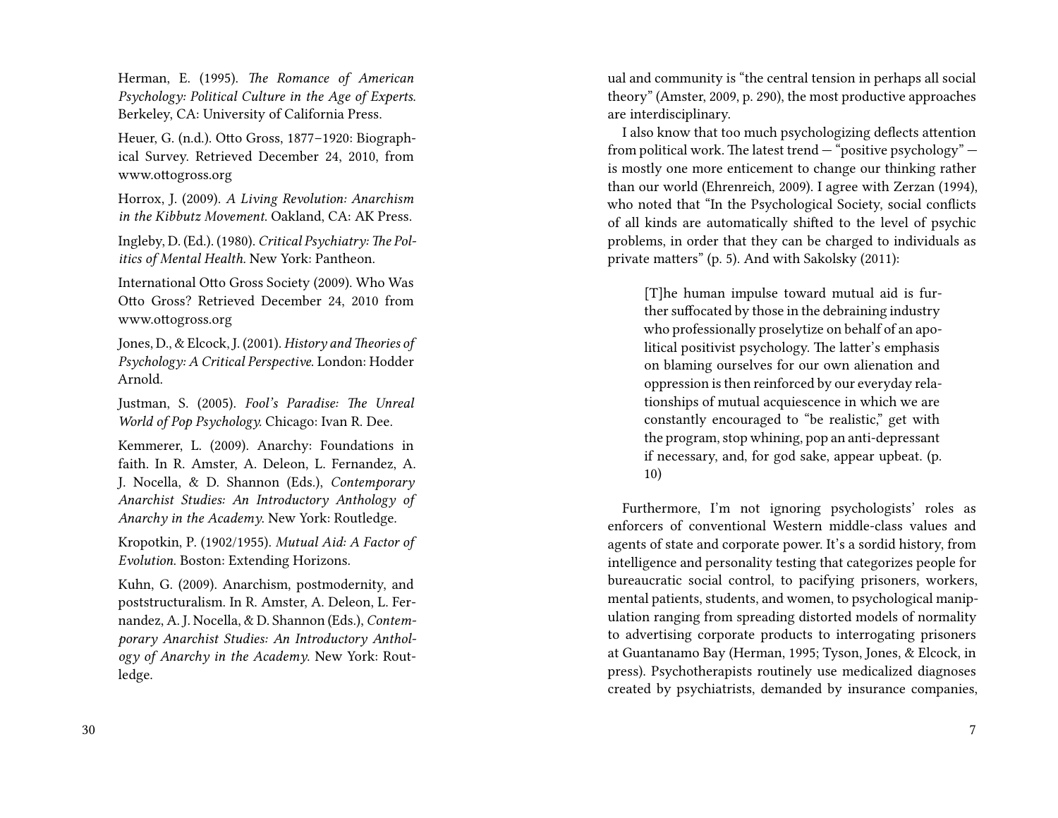Herman, E. (1995). *The Romance of American Psychology: Political Culture in the Age of Experts*. Berkeley, CA: University of California Press.

Heuer, G. (n.d.). Otto Gross, 1877–1920: Biographical Survey. Retrieved December 24, 2010, from www.ottogross.org

Horrox, J. (2009). *A Living Revolution: Anarchism in the Kibbutz Movement*. Oakland, CA: AK Press.

Ingleby, D. (Ed.). (1980). *Critical Psychiatry: The Politics of Mental Health.* New York: Pantheon.

International Otto Gross Society (2009). Who Was Otto Gross? Retrieved December 24, 2010 from www.ottogross.org

Jones, D., & Elcock, J. (2001). *History and Theories of Psychology: A Critical Perspective*. London: Hodder Arnold.

Justman, S. (2005). *Fool's Paradise: The Unreal World of Pop Psychology.* Chicago: Ivan R. Dee.

Kemmerer, L. (2009). Anarchy: Foundations in faith. In R. Amster, A. Deleon, L. Fernandez, A. J. Nocella, & D. Shannon (Eds.), *Contemporary Anarchist Studies: An Introductory Anthology of Anarchy in the Academy*. New York: Routledge.

Kropotkin, P. (1902/1955). *Mutual Aid: A Factor of Evolution*. Boston: Extending Horizons.

Kuhn, G. (2009). Anarchism, postmodernity, and poststructuralism. In R. Amster, A. Deleon, L. Fernandez, A. J. Nocella, & D. Shannon (Eds.), *Contemporary Anarchist Studies: An Introductory Anthology of Anarchy in the Academy*. New York: Routledge.

ual and community is "the central tension in perhaps all social theory" (Amster, 2009, p. 290), the most productive approaches are interdisciplinary.

I also know that too much psychologizing deflects attention from political work. The latest trend — "positive psychology" — is mostly one more enticement to change our thinking rather than our world (Ehrenreich, 2009). I agree with Zerzan (1994), who noted that "In the Psychological Society, social conflicts of all kinds are automatically shifted to the level of psychic problems, in order that they can be charged to individuals as private matters" (p. 5). And with Sakolsky (2011):

> [T]he human impulse toward mutual aid is further suffocated by those in the debraining industry who professionally proselytize on behalf of an apolitical positivist psychology. The latter's emphasis on blaming ourselves for our own alienation and oppression is then reinforced by our everyday relationships of mutual acquiescence in which we are constantly encouraged to "be realistic," get with the program, stop whining, pop an anti-depressant if necessary, and, for god sake, appear upbeat. (p. 10)

Furthermore, I'm not ignoring psychologists' roles as enforcers of conventional Western middle-class values and agents of state and corporate power. It's a sordid history, from intelligence and personality testing that categorizes people for bureaucratic social control, to pacifying prisoners, workers, mental patients, students, and women, to psychological manipulation ranging from spreading distorted models of normality to advertising corporate products to interrogating prisoners at Guantanamo Bay (Herman, 1995; Tyson, Jones, & Elcock, in press). Psychotherapists routinely use medicalized diagnoses created by psychiatrists, demanded by insurance companies,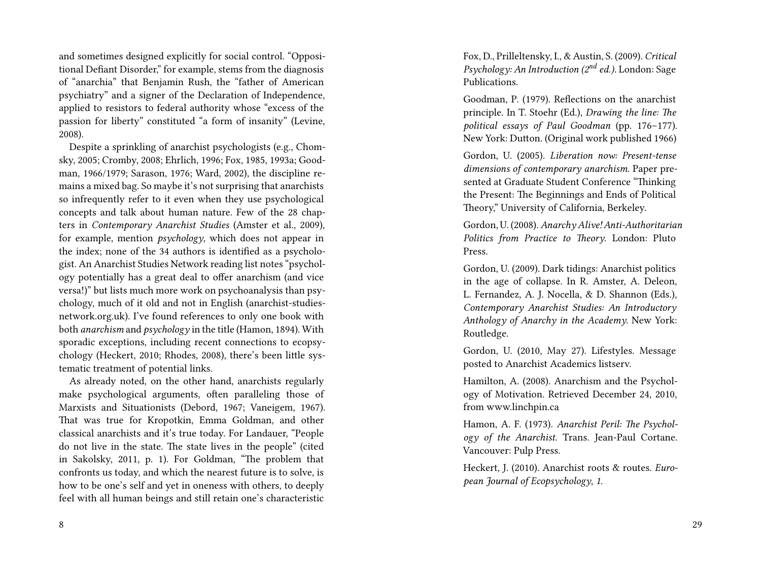and sometimes designed explicitly for social control. "Oppositional Defiant Disorder," for example, stems from the diagnosis of "anarchia" that Benjamin Rush, the "father of American psychiatry" and a signer of the Declaration of Independence, applied to resistors to federal authority whose "excess of the passion for liberty" constituted "a form of insanity" (Levine, 2008).

Despite a sprinkling of anarchist psychologists (e.g., Chomsky, 2005; Cromby, 2008; Ehrlich, 1996; Fox, 1985, 1993a; Goodman, 1966/1979; Sarason, 1976; Ward, 2002), the discipline remains a mixed bag. So maybe it's not surprising that anarchists so infrequently refer to it even when they use psychological concepts and talk about human nature. Few of the 28 chapters in *Contemporary Anarchist Studies* (Amster et al., 2009), for example, mention *psychology*, which does not appear in the index; none of the 34 authors is identified as a psychologist. An Anarchist Studies Network reading list notes "psychology potentially has a great deal to offer anarchism (and vice versa!)" but lists much more work on psychoanalysis than psychology, much of it old and not in English (anarchist-studies-network.org.uk). I've found references to only one book with both *anarchism* and *psychology* in the title (Hamon, 1894). With sporadic exceptions, including recent connections to ecopsychology (Heckert, 2010; Rhodes, 2008), there's been little systematic treatment of potential links.

As already noted, on the other hand, anarchists regularly make psychological arguments, often paralleling those of Marxists and Situationists (Debord, 1967; Vaneigem, 1967). That was true for Kropotkin, Emma Goldman, and other classical anarchists and it's true today. For Landauer, "People do not live in the state. The state lives in the people" (cited in Sakolsky, 2011, p. 1). For Goldman, "The problem that confronts us today, and which the nearest future is to solve, is how to be one's self and yet in oneness with others, to deeply feel with all human beings and still retain one's characteristic

Fox, D., Prilleltensky, I., & Austin, S. (2009). *Critical Psychology: An Introduction (2nd ed.)*. London: Sage Publications.

Goodman, P. (1979). Reflections on the anarchist principle. In T. Stoehr (Ed.), *Drawing the line: The political essays of Paul Goodman* (pp. 176–177). New York: Dutton. (Original work published 1966)

Gordon, U. (2005). *Liberation now: Present-tense dimensions of contemporary anarchism*. Paper presented at Graduate Student Conference "Thinking the Present: The Beginnings and Ends of Political Theory," University of California, Berkeley.

Gordon, U. (2008). *Anarchy Alive! Anti-Authoritarian Politics from Practice to Theory*. London: Pluto Press.

Gordon, U. (2009). Dark tidings: Anarchist politics in the age of collapse. In R. Amster, A. Deleon, L. Fernandez, A. J. Nocella, & D. Shannon (Eds.), *Contemporary Anarchist Studies: An Introductory Anthology of Anarchy in the Academy*. New York: Routledge.

Gordon, U. (2010, May 27). Lifestyles. Message posted to Anarchist Academics listserv.

Hamilton, A. (2008). Anarchism and the Psychology of Motivation. Retrieved December 24, 2010, from www.linchpin.ca

Hamon, A. F. (1973). *Anarchist Peril: The Psychology of the Anarchist*. Trans. Jean-Paul Cortane. Vancouver: Pulp Press.

Heckert, J. (2010). Anarchist roots & routes. *European Journal of Ecopsychology, 1.*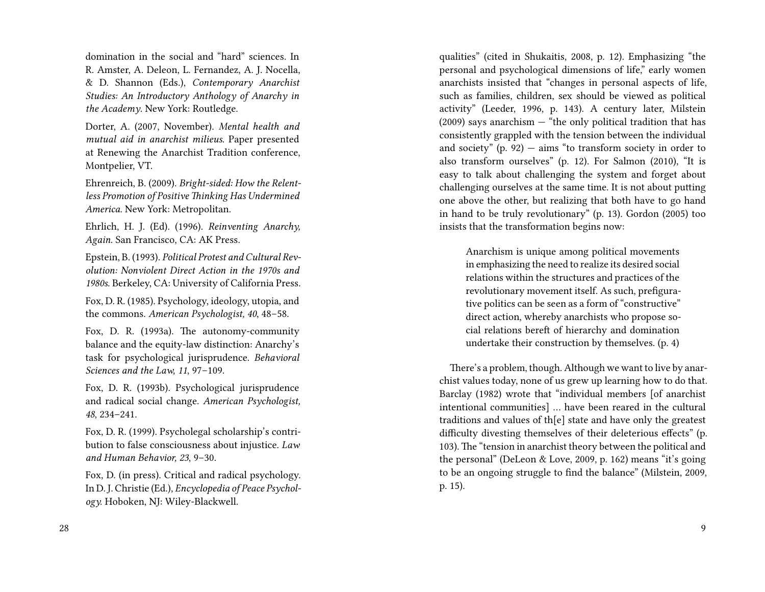domination in the social and "hard" sciences. In R. Amster, A. Deleon, L. Fernandez, A. J. Nocella, & D. Shannon (Eds.), *Contemporary Anarchist Studies: An Introductory Anthology of Anarchy in the Academy*. New York: Routledge.

Dorter, A. (2007, November). *Mental health and mutual aid in anarchist milieus*. Paper presented at Renewing the Anarchist Tradition conference, Montpelier, VT.

Ehrenreich, B. (2009). *Bright-sided: How the Relentless Promotion of Positive Thinking Has Undermined America*. New York: Metropolitan.

Ehrlich, H. J. (Ed). (1996). *Reinventing Anarchy, Again*. San Francisco, CA: AK Press.

Epstein, B. (1993). *Political Protest and Cultural Revolution: Nonviolent Direct Action in the 1970s and 1980s*. Berkeley, CA: University of California Press.

Fox, D. R. (1985). Psychology, ideology, utopia, and the commons. *American Psychologist, 40*, 48–58.

Fox, D. R. (1993a). The autonomy-community balance and the equity-law distinction: Anarchy's task for psychological jurisprudence. *Behavioral Sciences and the Law, 11*, 97–109.

Fox, D. R. (1993b). Psychological jurisprudence and radical social change. *American Psychologist, 48*, 234–241.

Fox, D. R. (1999). Psycholegal scholarship's contribution to false consciousness about injustice. *Law and Human Behavior, 23*, 9–30.

Fox, D. (in press). Critical and radical psychology. In D. J. Christie (Ed.), *Encyclopedia of Peace Psychology*. Hoboken, NJ: Wiley-Blackwell.

qualities" (cited in Shukaitis, 2008, p. 12). Emphasizing "the personal and psychological dimensions of life," early women anarchists insisted that "changes in personal aspects of life, such as families, children, sex should be viewed as political activity" (Leeder, 1996, p. 143). A century later, Milstein (2009) says anarchism — "the only political tradition that has consistently grappled with the tension between the individual and society" (p. 92) — aims "to transform society in order to also transform ourselves" (p. 12). For Salmon (2010), "It is easy to talk about challenging the system and forget about challenging ourselves at the same time. It is not about putting one above the other, but realizing that both have to go hand in hand to be truly revolutionary" (p. 13). Gordon (2005) too insists that the transformation begins now:

> Anarchism is unique among political movements in emphasizing the need to realize its desired social relations within the structures and practices of the revolutionary movement itself. As such, prefigurative politics can be seen as a form of "constructive" direct action, whereby anarchists who propose social relations bereft of hierarchy and domination undertake their construction by themselves. (p. 4)

There's a problem, though. Although we want to live by anarchist values today, none of us grew up learning how to do that. Barclay (1982) wrote that "individual members [of anarchist intentional communities] … have been reared in the cultural traditions and values of th[e] state and have only the greatest difficulty divesting themselves of their deleterious effects" (p. 103). The "tension in anarchist theory between the political and the personal" (DeLeon & Love, 2009, p. 162) means "it's going to be an ongoing struggle to find the balance" (Milstein, 2009, p. 15).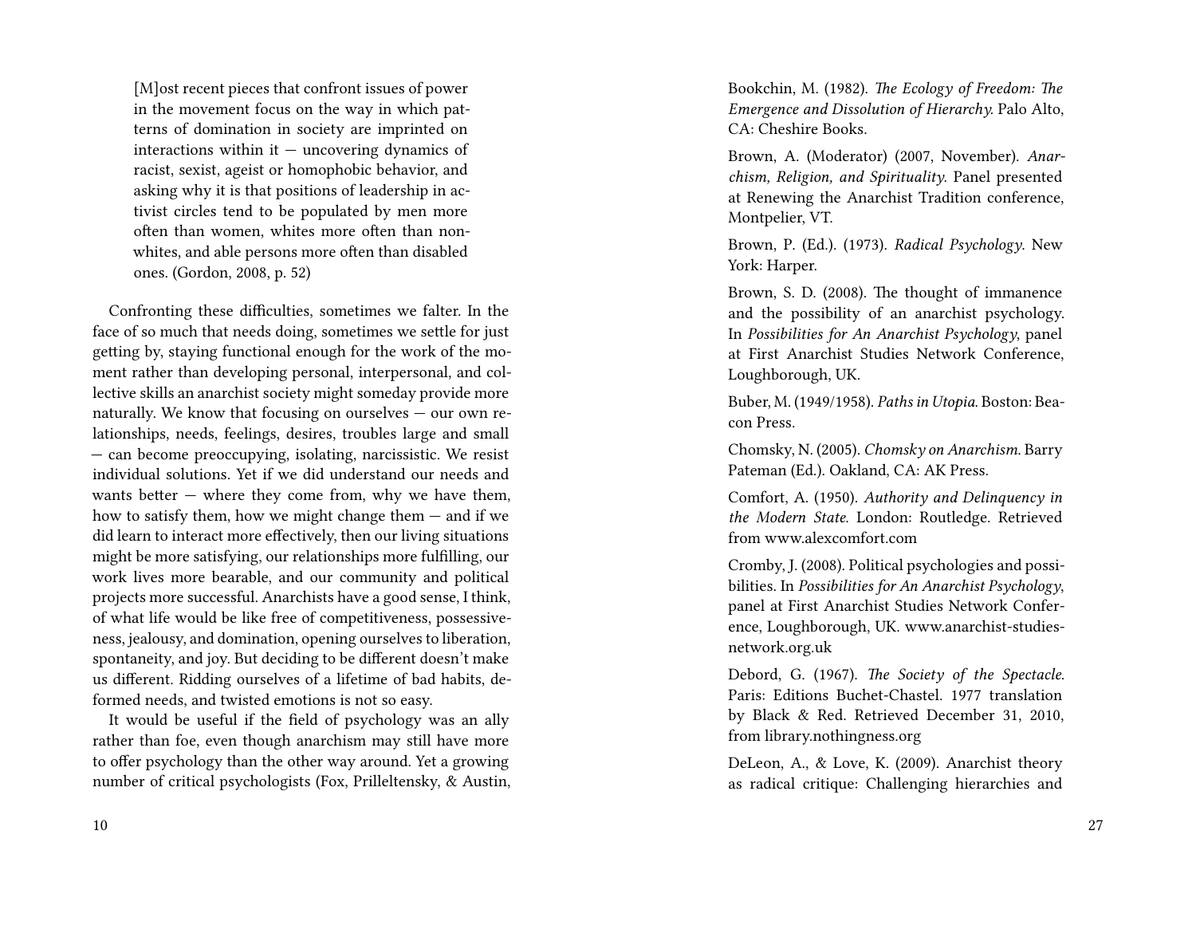> [M]ost recent pieces that confront issues of power in the movement focus on the way in which patterns of domination in society are imprinted on interactions within it — uncovering dynamics of racist, sexist, ageist or homophobic behavior, and asking why it is that positions of leadership in activist circles tend to be populated by men more often than women, whites more often than non-whites, and able persons more often than disabled ones. (Gordon, 2008, p. 52)

Confronting these difficulties, sometimes we falter. In the face of so much that needs doing, sometimes we settle for just getting by, staying functional enough for the work of the moment rather than developing personal, interpersonal, and collective skills an anarchist society might someday provide more naturally. We know that focusing on ourselves — our own relationships, needs, feelings, desires, troubles large and small — can become preoccupying, isolating, narcissistic. We resist individual solutions. Yet if we did understand our needs and wants better — where they come from, why we have them, how to satisfy them, how we might change them — and if we did learn to interact more effectively, then our living situations might be more satisfying, our relationships more fulfilling, our work lives more bearable, and our community and political projects more successful. Anarchists have a good sense, I think, of what life would be like free of competitiveness, possessiveness, jealousy, and domination, opening ourselves to liberation, spontaneity, and joy. But deciding to be different doesn't make us different. Ridding ourselves of a lifetime of bad habits, deformed needs, and twisted emotions is not so easy.

It would be useful if the field of psychology was an ally rather than foe, even though anarchism may still have more to offer psychology than the other way around. Yet a growing number of critical psychologists (Fox, Prilleltensky, & Austin,

Bookchin, M. (1982). *The Ecology of Freedom: The Emergence and Dissolution of Hierarchy.* Palo Alto, CA: Cheshire Books.

Brown, A. (Moderator) (2007, November). *Anarchism, Religion, and Spirituality.* Panel presented at Renewing the Anarchist Tradition conference, Montpelier, VT.

Brown, P. (Ed.). (1973). *Radical Psychology.* New York: Harper.

Brown, S. D. (2008). The thought of immanence and the possibility of an anarchist psychology. In *Possibilities for An Anarchist Psychology*, panel at First Anarchist Studies Network Conference, Loughborough, UK.

Buber, M. (1949/1958). *Paths in Utopia.* Boston: Beacon Press.

Chomsky, N. (2005). *Chomsky on Anarchism.* Barry Pateman (Ed.). Oakland, CA: AK Press.

Comfort, A. (1950). *Authority and Delinquency in the Modern State.* London: Routledge. Retrieved from www.alexcomfort.com

Cromby, J. (2008). Political psychologies and possibilities. In *Possibilities for An Anarchist Psychology*, panel at First Anarchist Studies Network Conference, Loughborough, UK. www.anarchist-studies-network.org.uk

Debord, G. (1967). *The Society of the Spectacle.* Paris: Editions Buchet-Chastel. 1977 translation by Black & Red. Retrieved December 31, 2010, from library.nothingness.org

DeLeon, A., & Love, K. (2009). Anarchist theory as radical critique: Challenging hierarchies and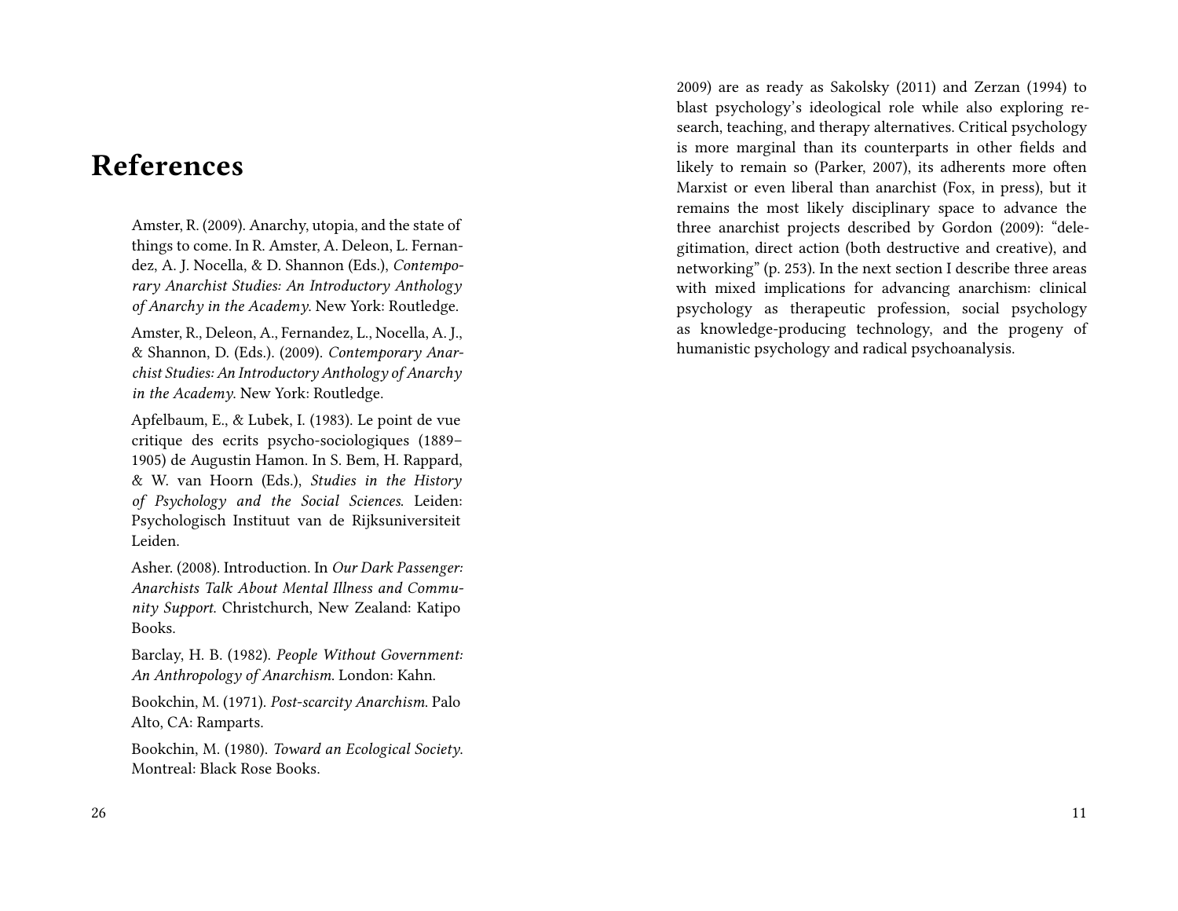# References

Amster, R. (2009). Anarchy, utopia, and the state of things to come. In R. Amster, A. Deleon, L. Fernandez, A. J. Nocella, & D. Shannon (Eds.), *Contemporary Anarchist Studies: An Introductory Anthology of Anarchy in the Academy*. New York: Routledge.

Amster, R., Deleon, A., Fernandez, L., Nocella, A. J., & Shannon, D. (Eds.). (2009). *Contemporary Anarchist Studies: An Introductory Anthology of Anarchy in the Academy*. New York: Routledge.

Apfelbaum, E., & Lubek, I. (1983). Le point de vue critique des ecrits psycho-sociologiques (1889–1905) de Augustin Hamon. In S. Bem, H. Rappard, & W. van Hoorn (Eds.), *Studies in the History of Psychology and the Social Sciences.* Leiden: Psychologisch Instituut van de Rijksuniversiteit Leiden.

Asher. (2008). Introduction. In *Our Dark Passenger: Anarchists Talk About Mental Illness and Community Support.* Christchurch, New Zealand: Katipo Books.

Barclay, H. B. (1982). *People Without Government: An Anthropology of Anarchism.* London: Kahn.

Bookchin, M. (1971). *Post-scarcity Anarchism.* Palo Alto, CA: Ramparts.

Bookchin, M. (1980). *Toward an Ecological Society.* Montreal: Black Rose Books.

2009) are as ready as Sakolsky (2011) and Zerzan (1994) to blast psychology's ideological role while also exploring research, teaching, and therapy alternatives. Critical psychology is more marginal than its counterparts in other fields and likely to remain so (Parker, 2007), its adherents more often Marxist or even liberal than anarchist (Fox, in press), but it remains the most likely disciplinary space to advance the three anarchist projects described by Gordon (2009): "delegitimation, direct action (both destructive and creative), and networking" (p. 253). In the next section I describe three areas with mixed implications for advancing anarchism: clinical psychology as therapeutic profession, social psychology as knowledge-producing technology, and the progeny of humanistic psychology and radical psychoanalysis.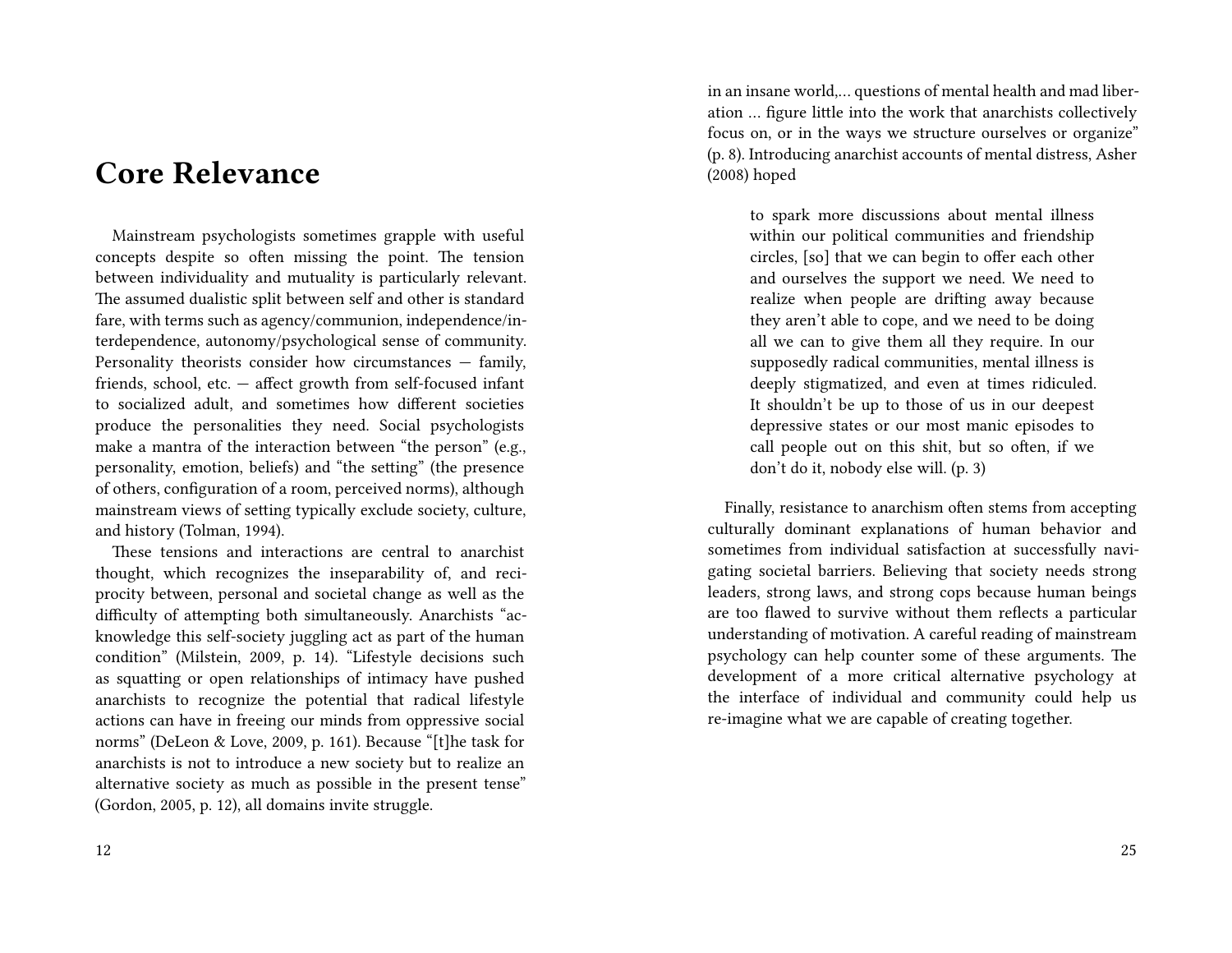# Core Relevance

Mainstream psychologists sometimes grapple with useful concepts despite so often missing the point. The tension between individuality and mutuality is particularly relevant. The assumed dualistic split between self and other is standard fare, with terms such as agency/communion, independence/interdependence, autonomy/psychological sense of community. Personality theorists consider how circumstances — family, friends, school, etc. — affect growth from self-focused infant to socialized adult, and sometimes how different societies produce the personalities they need. Social psychologists make a mantra of the interaction between "the person" (e.g., personality, emotion, beliefs) and "the setting" (the presence of others, configuration of a room, perceived norms), although mainstream views of setting typically exclude society, culture, and history (Tolman, 1994).

These tensions and interactions are central to anarchist thought, which recognizes the inseparability of, and reciprocity between, personal and societal change as well as the difficulty of attempting both simultaneously. Anarchists "acknowledge this self-society juggling act as part of the human condition" (Milstein, 2009, p. 14). "Lifestyle decisions such as squatting or open relationships of intimacy have pushed anarchists to recognize the potential that radical lifestyle actions can have in freeing our minds from oppressive social norms" (DeLeon & Love, 2009, p. 161). Because "[t]he task for anarchists is not to introduce a new society but to realize an alternative society as much as possible in the present tense" (Gordon, 2005, p. 12), all domains invite struggle.

in an insane world,... questions of mental health and mad liberation ... figure little into the work that anarchists collectively focus on, or in the ways we structure ourselves or organize" (p. 8). Introducing anarchist accounts of mental distress, Asher (2008) hoped

> to spark more discussions about mental illness within our political communities and friendship circles, [so] that we can begin to offer each other and ourselves the support we need. We need to realize when people are drifting away because they aren't able to cope, and we need to be doing all we can to give them all they require. In our supposedly radical communities, mental illness is deeply stigmatized, and even at times ridiculed. It shouldn't be up to those of us in our deepest depressive states or our most manic episodes to call people out on this shit, but so often, if we don't do it, nobody else will. (p. 3)

Finally, resistance to anarchism often stems from accepting culturally dominant explanations of human behavior and sometimes from individual satisfaction at successfully navigating societal barriers. Believing that society needs strong leaders, strong laws, and strong cops because human beings are too flawed to survive without them reflects a particular understanding of motivation. A careful reading of mainstream psychology can help counter some of these arguments. The development of a more critical alternative psychology at the interface of individual and community could help us re-imagine what we are capable of creating together.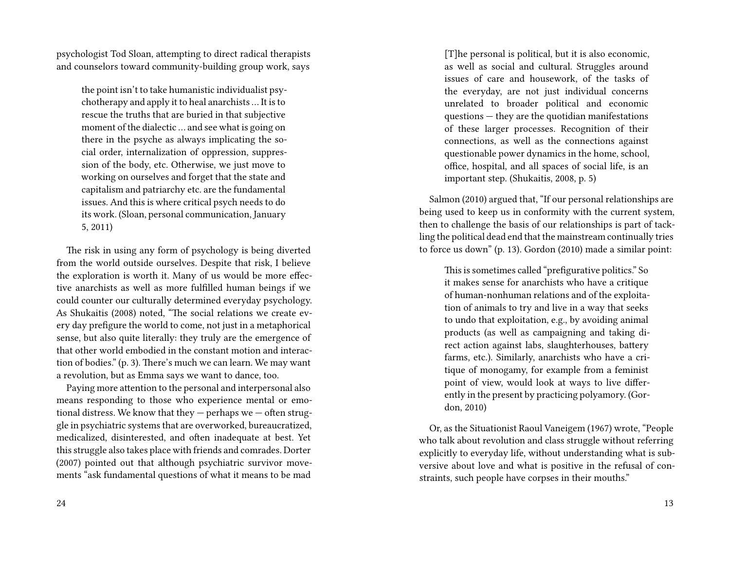psychologist Tod Sloan, attempting to direct radical therapists and counselors toward community-building group work, says

> the point isn't to take humanistic individualist psychotherapy and apply it to heal anarchists … It is to rescue the truths that are buried in that subjective moment of the dialectic … and see what is going on there in the psyche as always implicating the social order, internalization of oppression, suppression of the body, etc. Otherwise, we just move to working on ourselves and forget that the state and capitalism and patriarchy etc. are the fundamental issues. And this is where critical psych needs to do its work. (Sloan, personal communication, January 5, 2011)

The risk in using any form of psychology is being diverted from the world outside ourselves. Despite that risk, I believe the exploration is worth it. Many of us would be more effective anarchists as well as more fulfilled human beings if we could counter our culturally determined everyday psychology. As Shukaitis (2008) noted, "The social relations we create every day prefigure the world to come, not just in a metaphorical sense, but also quite literally: they truly are the emergence of that other world embodied in the constant motion and interaction of bodies." (p. 3). There's much we can learn. We may want a revolution, but as Emma says we want to dance, too.

Paying more attention to the personal and interpersonal also means responding to those who experience mental or emotional distress. We know that they — perhaps we — often struggle in psychiatric systems that are overworked, bureaucratized, medicalized, disinterested, and often inadequate at best. Yet this struggle also takes place with friends and comrades. Dorter (2007) pointed out that although psychiatric survivor movements "ask fundamental questions of what it means to be mad

> [T]he personal is political, but it is also economic, as well as social and cultural. Struggles around issues of care and housework, of the tasks of the everyday, are not just individual concerns unrelated to broader political and economic questions — they are the quotidian manifestations of these larger processes. Recognition of their connections, as well as the connections against questionable power dynamics in the home, school, office, hospital, and all spaces of social life, is an important step. (Shukaitis, 2008, p. 5)

Salmon (2010) argued that, "If our personal relationships are being used to keep us in conformity with the current system, then to challenge the basis of our relationships is part of tackling the political dead end that the mainstream continually tries to force us down" (p. 13). Gordon (2010) made a similar point:

> This is sometimes called "prefigurative politics." So it makes sense for anarchists who have a critique of human-nonhuman relations and of the exploitation of animals to try and live in a way that seeks to undo that exploitation, e.g., by avoiding animal products (as well as campaigning and taking direct action against labs, slaughterhouses, battery farms, etc.). Similarly, anarchists who have a critique of monogamy, for example from a feminist point of view, would look at ways to live differently in the present by practicing polyamory. (Gordon, 2010)

Or, as the Situationist Raoul Vaneigem (1967) wrote, "People who talk about revolution and class struggle without referring explicitly to everyday life, without understanding what is subversive about love and what is positive in the refusal of constraints, such people have corpses in their mouths."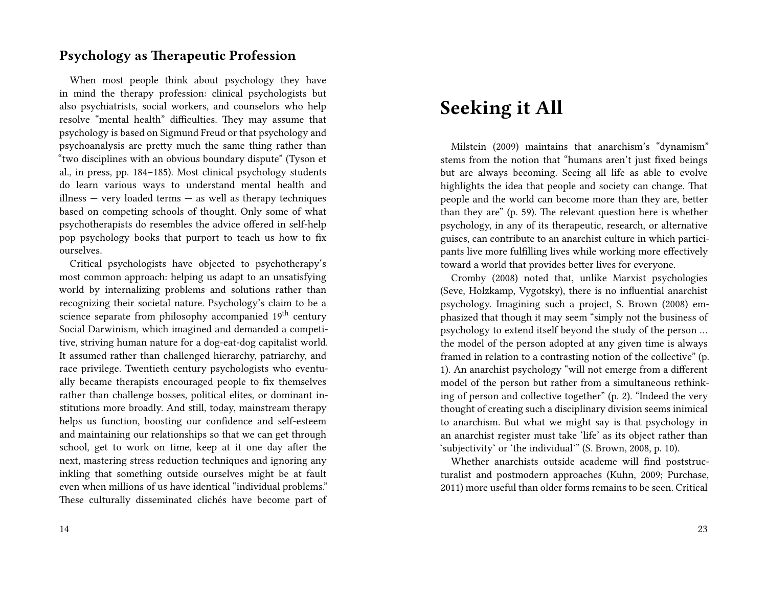### Psychology as Therapeutic Profession

When most people think about psychology they have in mind the therapy profession: clinical psychologists but also psychiatrists, social workers, and counselors who help resolve "mental health" difficulties. They may assume that psychology is based on Sigmund Freud or that psychology and psychoanalysis are pretty much the same thing rather than "two disciplines with an obvious boundary dispute" (Tyson et al., in press, pp. 184–185). Most clinical psychology students do learn various ways to understand mental health and illness — very loaded terms — as well as therapy techniques based on competing schools of thought. Only some of what psychotherapists do resembles the advice offered in self-help pop psychology books that purport to teach us how to fix ourselves.

Critical psychologists have objected to psychotherapy's most common approach: helping us adapt to an unsatisfying world by internalizing problems and solutions rather than recognizing their societal nature. Psychology's claim to be a science separate from philosophy accompanied 19th century Social Darwinism, which imagined and demanded a competitive, striving human nature for a dog-eat-dog capitalist world. It assumed rather than challenged hierarchy, patriarchy, and race privilege. Twentieth century psychologists who eventually became therapists encouraged people to fix themselves rather than challenge bosses, political elites, or dominant institutions more broadly. And still, today, mainstream therapy helps us function, boosting our confidence and self-esteem and maintaining our relationships so that we can get through school, get to work on time, keep at it one day after the next, mastering stress reduction techniques and ignoring any inkling that something outside ourselves might be at fault even when millions of us have identical "individual problems." These culturally disseminated clichés have become part of

# Seeking it All

Milstein (2009) maintains that anarchism's "dynamism" stems from the notion that "humans aren't just fixed beings but are always becoming. Seeing all life as able to evolve highlights the idea that people and society can change. That people and the world can become more than they are, better than they are" (p. 59). The relevant question here is whether psychology, in any of its therapeutic, research, or alternative guises, can contribute to an anarchist culture in which participants live more fulfilling lives while working more effectively toward a world that provides better lives for everyone.

Cromby (2008) noted that, unlike Marxist psychologies (Seve, Holzkamp, Vygotsky), there is no influential anarchist psychology. Imagining such a project, S. Brown (2008) emphasized that though it may seem "simply not the business of psychology to extend itself beyond the study of the person … the model of the person adopted at any given time is always framed in relation to a contrasting notion of the collective" (p. 1). An anarchist psychology "will not emerge from a different model of the person but rather from a simultaneous rethinking of person and collective together" (p. 2). "Indeed the very thought of creating such a disciplinary division seems inimical to anarchism. But what we might say is that psychology in an anarchist register must take 'life' as its object rather than 'subjectivity' or 'the individual'" (S. Brown, 2008, p. 10).

Whether anarchists outside academe will find poststructuralist and postmodern approaches (Kuhn, 2009; Purchase, 2011) more useful than older forms remains to be seen. Critical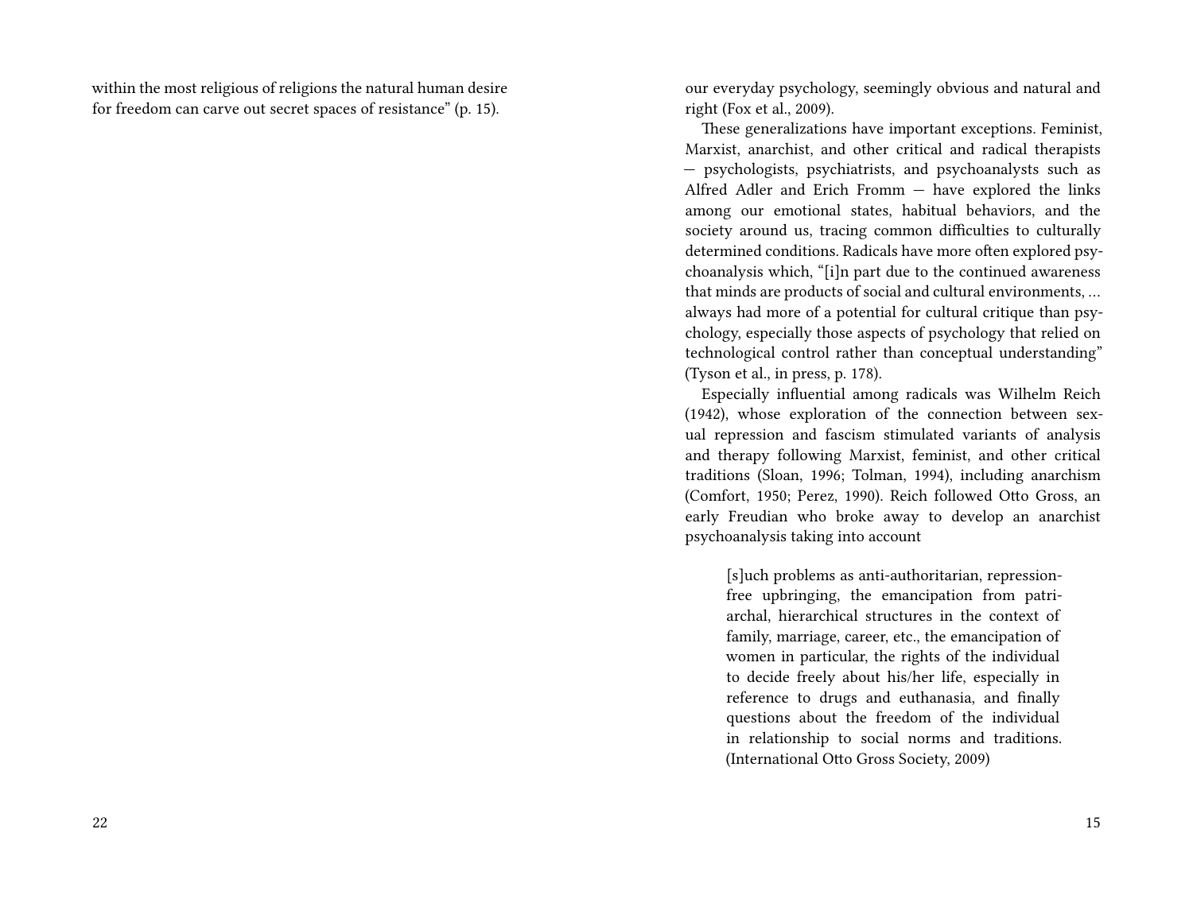within the most religious of religions the natural human desire for freedom can carve out secret spaces of resistance" (p. 15).

our everyday psychology, seemingly obvious and natural and right (Fox et al., 2009).

These generalizations have important exceptions. Feminist, Marxist, anarchist, and other critical and radical therapists — psychologists, psychiatrists, and psychoanalysts such as Alfred Adler and Erich Fromm — have explored the links among our emotional states, habitual behaviors, and the society around us, tracing common difficulties to culturally determined conditions. Radicals have more often explored psychoanalysis which, "[i]n part due to the continued awareness that minds are products of social and cultural environments, … always had more of a potential for cultural critique than psychology, especially those aspects of psychology that relied on technological control rather than conceptual understanding" (Tyson et al., in press, p. 178).

Especially influential among radicals was Wilhelm Reich (1942), whose exploration of the connection between sexual repression and fascism stimulated variants of analysis and therapy following Marxist, feminist, and other critical traditions (Sloan, 1996; Tolman, 1994), including anarchism (Comfort, 1950; Perez, 1990). Reich followed Otto Gross, an early Freudian who broke away to develop an anarchist psychoanalysis taking into account

> [s]uch problems as anti-authoritarian, repression-free upbringing, the emancipation from patriarchal, hierarchical structures in the context of family, marriage, career, etc., the emancipation of women in particular, the rights of the individual to decide freely about his/her life, especially in reference to drugs and euthanasia, and finally questions about the freedom of the individual in relationship to social norms and traditions. (International Otto Gross Society, 2009)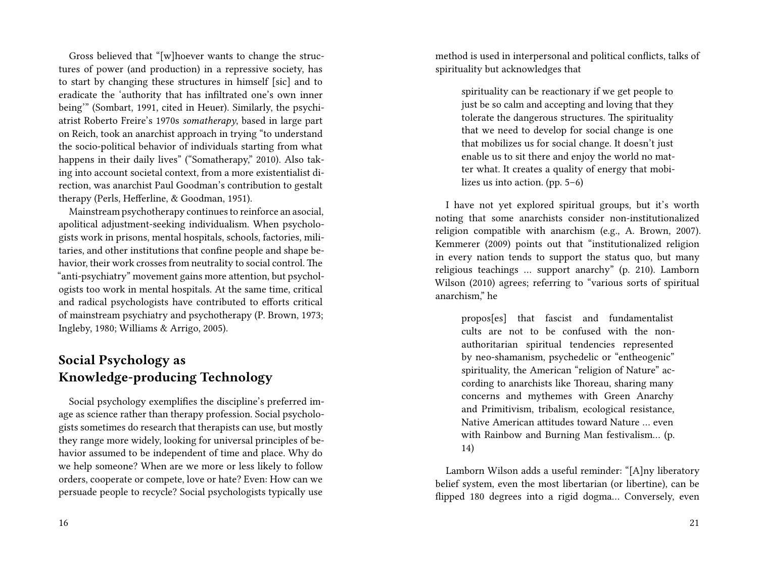Gross believed that "[w]hoever wants to change the structures of power (and production) in a repressive society, has to start by changing these structures in himself [sic] and to eradicate the 'authority that has infiltrated one's own inner being'" (Sombart, 1991, cited in Heuer). Similarly, the psychiatrist Roberto Freire's 1970s *somatherapy*, based in large part on Reich, took an anarchist approach in trying "to understand the socio-political behavior of individuals starting from what happens in their daily lives" ("Somatherapy," 2010). Also taking into account societal context, from a more existentialist direction, was anarchist Paul Goodman's contribution to gestalt therapy (Perls, Hefferline, & Goodman, 1951).

Mainstream psychotherapy continues to reinforce an asocial, apolitical adjustment-seeking individualism. When psychologists work in prisons, mental hospitals, schools, factories, militaries, and other institutions that confine people and shape behavior, their work crosses from neutrality to social control. The "anti-psychiatry" movement gains more attention, but psychologists too work in mental hospitals. At the same time, critical and radical psychologists have contributed to efforts critical of mainstream psychiatry and psychotherapy (P. Brown, 1973; Ingleby, 1980; Williams & Arrigo, 2005).

## Social Psychology as Knowledge-producing Technology

Social psychology exemplifies the discipline's preferred image as science rather than therapy profession. Social psychologists sometimes do research that therapists can use, but mostly they range more widely, looking for universal principles of behavior assumed to be independent of time and place. Why do we help someone? When are we more or less likely to follow orders, cooperate or compete, love or hate? Even: How can we persuade people to recycle? Social psychologists typically use

method is used in interpersonal and political conflicts, talks of spirituality but acknowledges that

> spirituality can be reactionary if we get people to just be so calm and accepting and loving that they tolerate the dangerous structures. The spirituality that we need to develop for social change is one that mobilizes us for social change. It doesn't just enable us to sit there and enjoy the world no matter what. It creates a quality of energy that mobilizes us into action. (pp. 5–6)

I have not yet explored spiritual groups, but it's worth noting that some anarchists consider non-institutionalized religion compatible with anarchism (e.g., A. Brown, 2007). Kemmerer (2009) points out that "institutionalized religion in every nation tends to support the status quo, but many religious teachings … support anarchy" (p. 210). Lamborn Wilson (2010) agrees; referring to "various sorts of spiritual anarchism," he

> propos[es] that fascist and fundamentalist cults are not to be confused with the non-authoritarian spiritual tendencies represented by neo-shamanism, psychedelic or "entheogenic" spirituality, the American "religion of Nature" according to anarchists like Thoreau, sharing many concerns and mythemes with Green Anarchy and Primitivism, tribalism, ecological resistance, Native American attitudes toward Nature … even with Rainbow and Burning Man festivalism… (p. 14)

Lamborn Wilson adds a useful reminder: "[A]ny liberatory belief system, even the most libertarian (or libertine), can be flipped 180 degrees into a rigid dogma… Conversely, even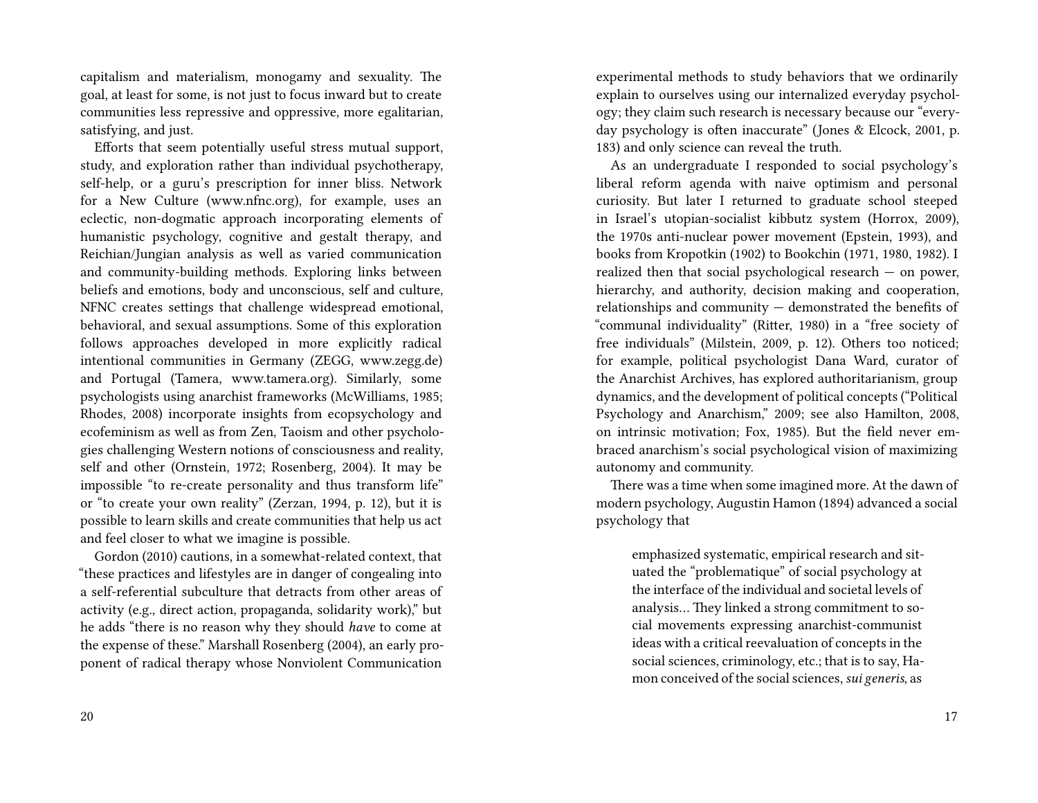capitalism and materialism, monogamy and sexuality. The goal, at least for some, is not just to focus inward but to create communities less repressive and oppressive, more egalitarian, satisfying, and just.

Efforts that seem potentially useful stress mutual support, study, and exploration rather than individual psychotherapy, self-help, or a guru's prescription for inner bliss. Network for a New Culture (www.nfnc.org), for example, uses an eclectic, non-dogmatic approach incorporating elements of humanistic psychology, cognitive and gestalt therapy, and Reichian/Jungian analysis as well as varied communication and community-building methods. Exploring links between beliefs and emotions, body and unconscious, self and culture, NFNC creates settings that challenge widespread emotional, behavioral, and sexual assumptions. Some of this exploration follows approaches developed in more explicitly radical intentional communities in Germany (ZEGG, www.zegg.de) and Portugal (Tamera, www.tamera.org). Similarly, some psychologists using anarchist frameworks (McWilliams, 1985; Rhodes, 2008) incorporate insights from ecopsychology and ecofeminism as well as from Zen, Taoism and other psychologies challenging Western notions of consciousness and reality, self and other (Ornstein, 1972; Rosenberg, 2004). It may be impossible "to re-create personality and thus transform life" or "to create your own reality" (Zerzan, 1994, p. 12), but it is possible to learn skills and create communities that help us act and feel closer to what we imagine is possible.

Gordon (2010) cautions, in a somewhat-related context, that "these practices and lifestyles are in danger of congealing into a self-referential subculture that detracts from other areas of activity (e.g., direct action, propaganda, solidarity work)," but he adds "there is no reason why they should *have* to come at the expense of these." Marshall Rosenberg (2004), an early proponent of radical therapy whose Nonviolent Communication

experimental methods to study behaviors that we ordinarily explain to ourselves using our internalized everyday psychology; they claim such research is necessary because our "everyday psychology is often inaccurate" (Jones & Elcock, 2001, p. 183) and only science can reveal the truth.

As an undergraduate I responded to social psychology's liberal reform agenda with naive optimism and personal curiosity. But later I returned to graduate school steeped in Israel's utopian-socialist kibbutz system (Horrox, 2009), the 1970s anti-nuclear power movement (Epstein, 1993), and books from Kropotkin (1902) to Bookchin (1971, 1980, 1982). I realized then that social psychological research — on power, hierarchy, and authority, decision making and cooperation, relationships and community — demonstrated the benefits of "communal individuality" (Ritter, 1980) in a "free society of free individuals" (Milstein, 2009, p. 12). Others too noticed; for example, political psychologist Dana Ward, curator of the Anarchist Archives, has explored authoritarianism, group dynamics, and the development of political concepts ("Political Psychology and Anarchism," 2009; see also Hamilton, 2008, on intrinsic motivation; Fox, 1985). But the field never embraced anarchism's social psychological vision of maximizing autonomy and community.

There was a time when some imagined more. At the dawn of modern psychology, Augustin Hamon (1894) advanced a social psychology that

> emphasized systematic, empirical research and situated the "problematique" of social psychology at the interface of the individual and societal levels of analysis… They linked a strong commitment to social movements expressing anarchist-communist ideas with a critical reevaluation of concepts in the social sciences, criminology, etc.; that is to say, Hamon conceived of the social sciences, *sui generis*, as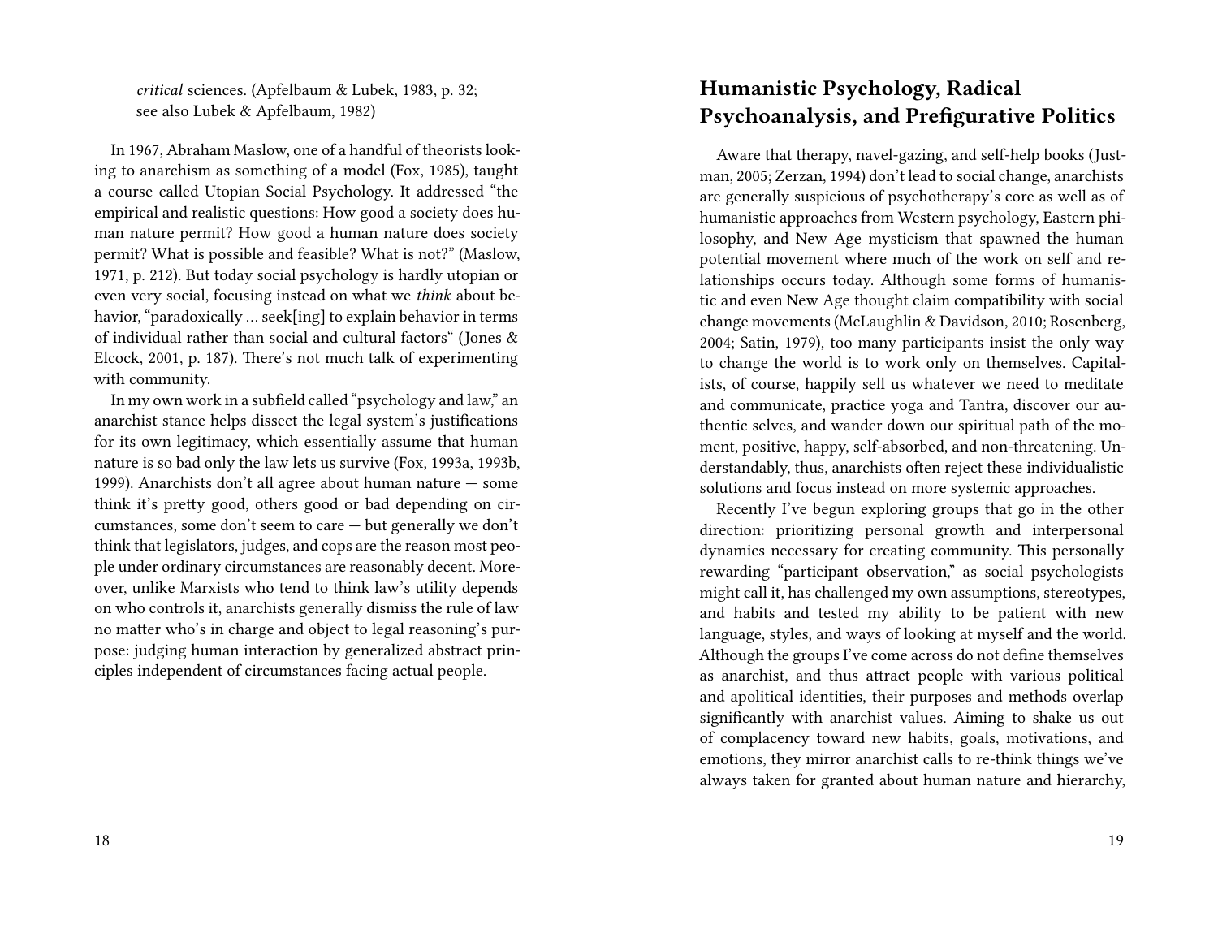*critical* sciences. (Apfelbaum & Lubek, 1983, p. 32; see also Lubek & Apfelbaum, 1982)

In 1967, Abraham Maslow, one of a handful of theorists looking to anarchism as something of a model (Fox, 1985), taught a course called Utopian Social Psychology. It addressed "the empirical and realistic questions: How good a society does human nature permit? How good a human nature does society permit? What is possible and feasible? What is not?" (Maslow, 1971, p. 212). But today social psychology is hardly utopian or even very social, focusing instead on what we *think* about behavior, "paradoxically … seek[ing] to explain behavior in terms of individual rather than social and cultural factors" (Jones & Elcock, 2001, p. 187). There's not much talk of experimenting with community.

In my own work in a subfield called "psychology and law," an anarchist stance helps dissect the legal system's justifications for its own legitimacy, which essentially assume that human nature is so bad only the law lets us survive (Fox, 1993a, 1993b, 1999). Anarchists don't all agree about human nature — some think it's pretty good, others good or bad depending on circumstances, some don't seem to care — but generally we don't think that legislators, judges, and cops are the reason most people under ordinary circumstances are reasonably decent. Moreover, unlike Marxists who tend to think law's utility depends on who controls it, anarchists generally dismiss the rule of law no matter who's in charge and object to legal reasoning's purpose: judging human interaction by generalized abstract principles independent of circumstances facing actual people.

## Humanistic Psychology, Radical Psychoanalysis, and Prefigurative Politics

Aware that therapy, navel-gazing, and self-help books (Justman, 2005; Zerzan, 1994) don't lead to social change, anarchists are generally suspicious of psychotherapy's core as well as of humanistic approaches from Western psychology, Eastern philosophy, and New Age mysticism that spawned the human potential movement where much of the work on self and relationships occurs today. Although some forms of humanistic and even New Age thought claim compatibility with social change movements (McLaughlin & Davidson, 2010; Rosenberg, 2004; Satin, 1979), too many participants insist the only way to change the world is to work only on themselves. Capitalists, of course, happily sell us whatever we need to meditate and communicate, practice yoga and Tantra, discover our authentic selves, and wander down our spiritual path of the moment, positive, happy, self-absorbed, and non-threatening. Understandably, thus, anarchists often reject these individualistic solutions and focus instead on more systemic approaches.

Recently I've begun exploring groups that go in the other direction: prioritizing personal growth and interpersonal dynamics necessary for creating community. This personally rewarding "participant observation," as social psychologists might call it, has challenged my own assumptions, stereotypes, and habits and tested my ability to be patient with new language, styles, and ways of looking at myself and the world. Although the groups I've come across do not define themselves as anarchist, and thus attract people with various political and apolitical identities, their purposes and methods overlap significantly with anarchist values. Aiming to shake us out of complacency toward new habits, goals, motivations, and emotions, they mirror anarchist calls to re-think things we've always taken for granted about human nature and hierarchy,